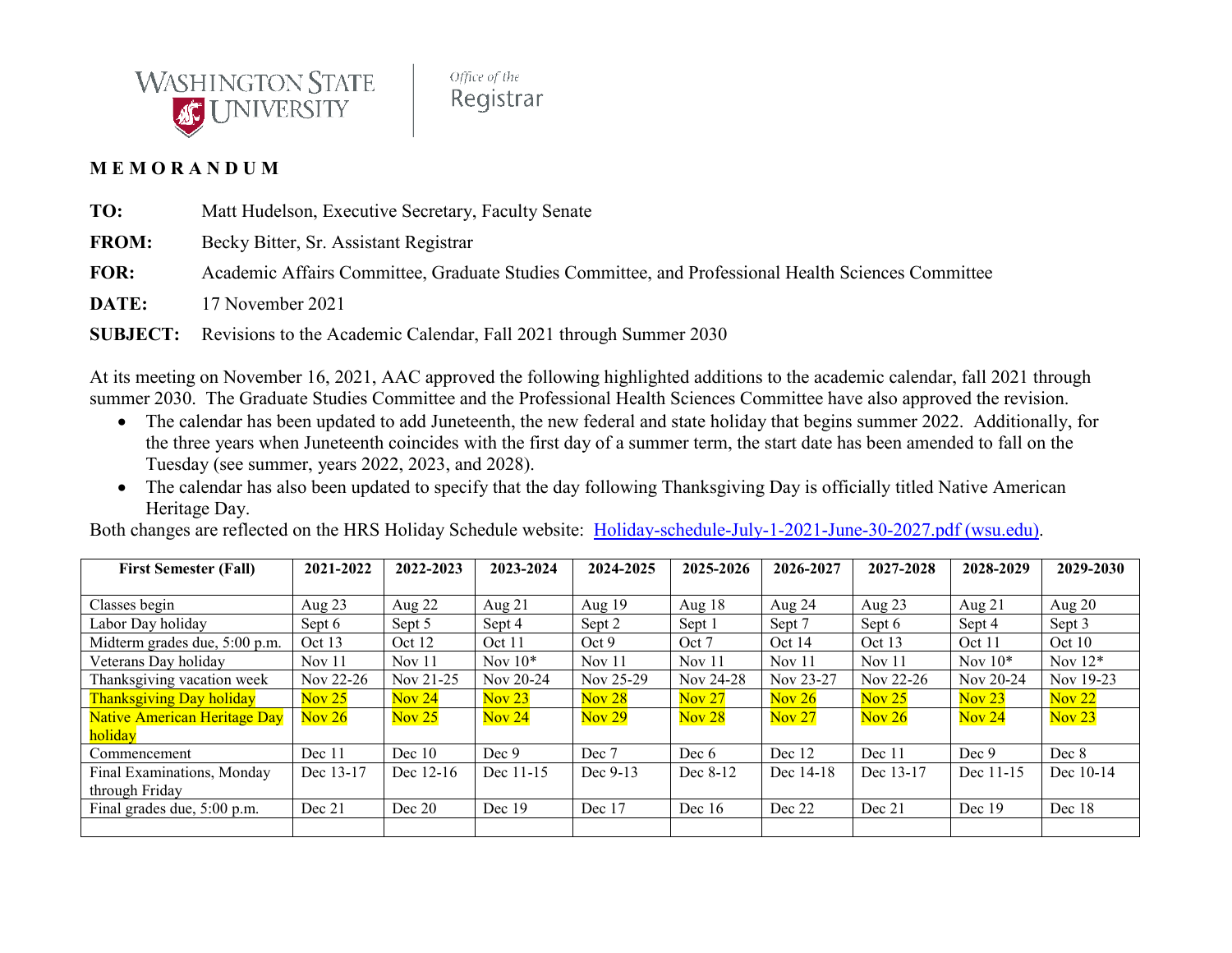Washington State University | Office of the Registrar

**M E M O R A N D U M**

**TO:** Matt Hudelson, Executive Secretary, Faculty Senate

**FROM:** Becky Bitter, Sr. Assistant Registrar

**FOR:** Academic Affairs Committee, Graduate Studies Committee, and Professional Health Sciences Committee

**DATE:** 17 November 2021

**SUBJECT:** Revisions to the Academic Calendar, Fall 2021 through Summer 2030

At its meeting on November 16, 2021, AAC approved the following highlighted additions to the academic calendar, fall 2021 through summer 2030. The Graduate Studies Committee and the Professional Health Sciences Committee have also approved the revision.

- The calendar has been updated to add Juneteenth, the new federal and state holiday that begins summer 2022. Additionally, for the three years when Juneteenth coincides with the first day of a summer term, the start date has been amended to fall on the Tuesday (see summer, years 2022, 2023, and 2028).
- The calendar has also been updated to specify that the day following Thanksgiving Day is officially titled Native American Heritage Day.

Both changes are reflected on the HRS Holiday Schedule website: [Holiday-schedule-July-1-2021-June-30-2027.pdf (wsu.edu)](Holiday-schedule-July-1-2021-June-30-2027.pdf (wsu.edu)).

| First Semester (Fall) | 2021-2022 | 2022-2023 | 2023-2024 | 2024-2025 | 2025-2026 | 2026-2027 | 2027-2028 | 2028-2029 | 2029-2030 |
|---|---|---|---|---|---|---|---|---|---|
| Classes begin | Aug 23 | Aug 22 | Aug 21 | Aug 19 | Aug 18 | Aug 24 | Aug 23 | Aug 21 | Aug 20 |
| Labor Day holiday | Sept 6 | Sept 5 | Sept 4 | Sept 2 | Sept 1 | Sept 7 | Sept 6 | Sept 4 | Sept 3 |
| Midterm grades due, 5:00 p.m. | Oct 13 | Oct 12 | Oct 11 | Oct 9 | Oct 7 | Oct 14 | Oct 13 | Oct 11 | Oct 10 |
| Veterans Day holiday | Nov 11 | Nov 11 | Nov 10* | Nov 11 | Nov 11 | Nov 11 | Nov 11 | Nov 10* | Nov 12* |
| Thanksgiving vacation week | Nov 22-26 | Nov 21-25 | Nov 20-24 | Nov 25-29 | Nov 24-28 | Nov 23-27 | Nov 22-26 | Nov 20-24 | Nov 19-23 |
| Thanksgiving Day holiday | Nov 25 | Nov 24 | Nov 23 | Nov 28 | Nov 27 | Nov 26 | Nov 25 | Nov 23 | Nov 22 |
| Native American Heritage Day holiday | Nov 26 | Nov 25 | Nov 24 | Nov 29 | Nov 28 | Nov 27 | Nov 26 | Nov 24 | Nov 23 |
| Commencement | Dec 11 | Dec 10 | Dec 9 | Dec 7 | Dec 6 | Dec 12 | Dec 11 | Dec 9 | Dec 8 |
| Final Examinations, Monday through Friday | Dec 13-17 | Dec 12-16 | Dec 11-15 | Dec 9-13 | Dec 8-12 | Dec 14-18 | Dec 13-17 | Dec 11-15 | Dec 10-14 |
| Final grades due, 5:00 p.m. | Dec 21 | Dec 20 | Dec 19 | Dec 17 | Dec 16 | Dec 22 | Dec 21 | Dec 19 | Dec 18 |
| | | | | | | | | | |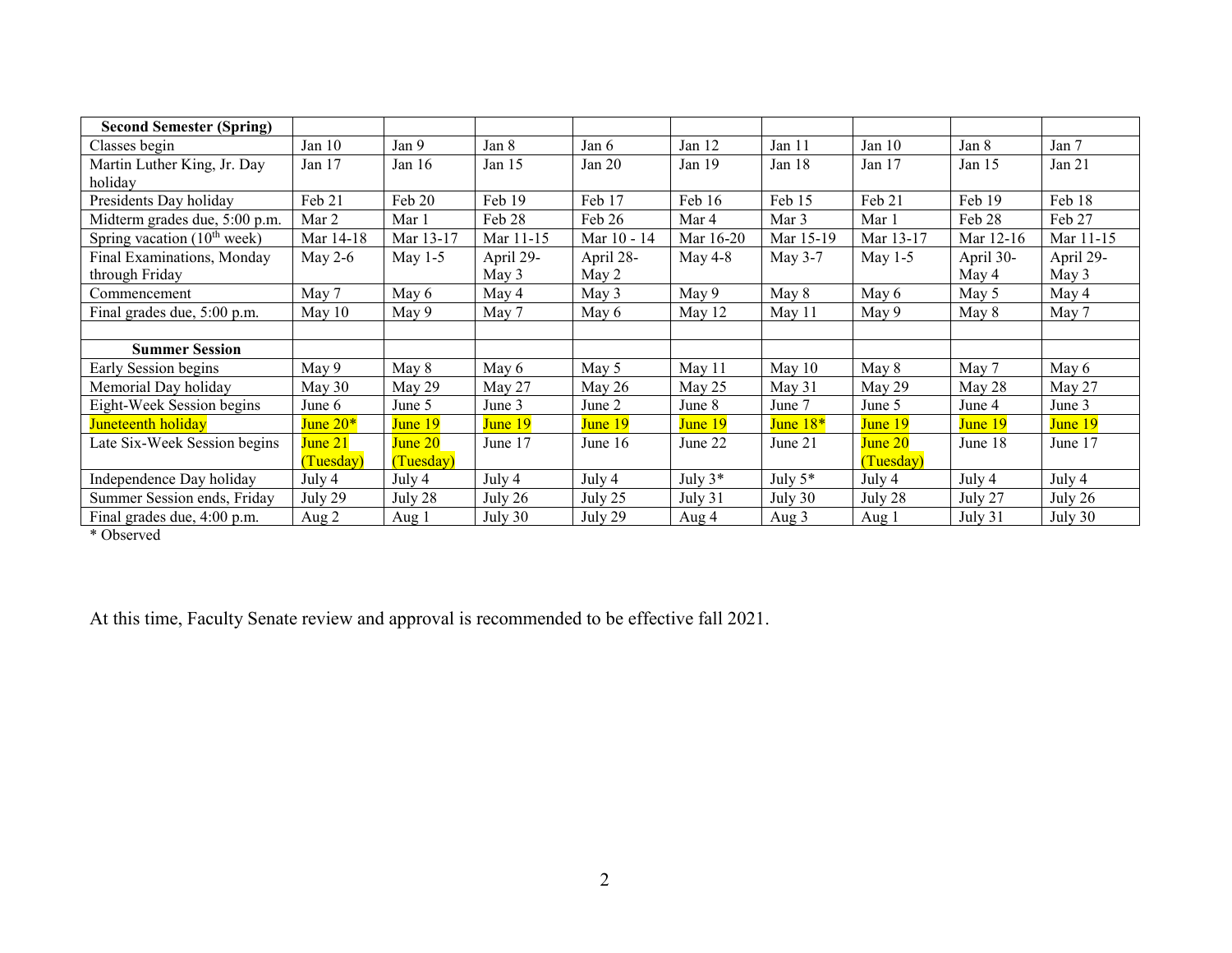| **Second Semester (Spring)** | | | | | | | | | |
|---|---|---|---|---|---|---|---|---|---|
| Classes begin | Jan 10 | Jan 9 | Jan 8 | Jan 6 | Jan 12 | Jan 11 | Jan 10 | Jan 8 | Jan 7 |
| Martin Luther King, Jr. Day holiday | Jan 17 | Jan 16 | Jan 15 | Jan 20 | Jan 19 | Jan 18 | Jan 17 | Jan 15 | Jan 21 |
| Presidents Day holiday | Feb 21 | Feb 20 | Feb 19 | Feb 17 | Feb 16 | Feb 15 | Feb 21 | Feb 19 | Feb 18 |
| Midterm grades due, 5:00 p.m. | Mar 2 | Mar 1 | Feb 28 | Feb 26 | Mar 4 | Mar 3 | Mar 1 | Feb 28 | Feb 27 |
| Spring vacation (10th week) | Mar 14-18 | Mar 13-17 | Mar 11-15 | Mar 10 - 14 | Mar 16-20 | Mar 15-19 | Mar 13-17 | Mar 12-16 | Mar 11-15 |
| Final Examinations, Monday through Friday | May 2-6 | May 1-5 | April 29-May 3 | April 28-May 2 | May 4-8 | May 3-7 | May 1-5 | April 30-May 4 | April 29-May 3 |
| Commencement | May 7 | May 6 | May 4 | May 3 | May 9 | May 8 | May 6 | May 5 | May 4 |
| Final grades due, 5:00 p.m. | May 10 | May 9 | May 7 | May 6 | May 12 | May 11 | May 9 | May 8 | May 7 |
| | | | | | | | | | |
| **Summer Session** | | | | | | | | | |
| Early Session begins | May 9 | May 8 | May 6 | May 5 | May 11 | May 10 | May 8 | May 7 | May 6 |
| Memorial Day holiday | May 30 | May 29 | May 27 | May 26 | May 25 | May 31 | May 29 | May 28 | May 27 |
| Eight-Week Session begins | June 6 | June 5 | June 3 | June 2 | June 8 | June 7 | June 5 | June 4 | June 3 |
| Juneteenth holiday | June 20* | June 19 | June 19 | June 19 | June 19 | June 18* | June 19 | June 19 | June 19 |
| Late Six-Week Session begins | June 21 (Tuesday) | June 20 (Tuesday) | June 17 | June 16 | June 22 | June 21 | June 20 (Tuesday) | June 18 | June 17 |
| Independence Day holiday | July 4 | July 4 | July 4 | July 4 | July 3* | July 5* | July 4 | July 4 | July 4 |
| Summer Session ends, Friday | July 29 | July 28 | July 26 | July 25 | July 31 | July 30 | July 28 | July 27 | July 26 |
| Final grades due, 4:00 p.m. | Aug 2 | Aug 1 | July 30 | July 29 | Aug 4 | Aug 3 | Aug 1 | July 31 | July 30 |

\* Observed

At this time, Faculty Senate review and approval is recommended to be effective fall 2021.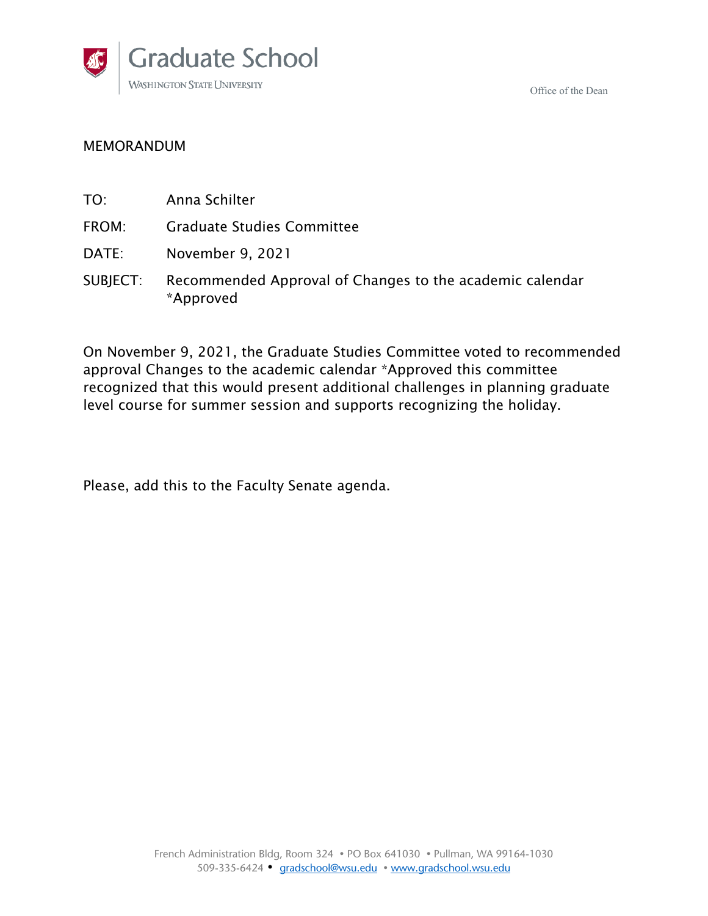Graduate School

WASHINGTON STATE UNIVERSITY

Office of the Dean

MEMORANDUM

TO: Anna Schilter

FROM: Graduate Studies Committee

DATE: November 9, 2021

SUBJECT: Recommended Approval of Changes to the academic calendar *Approved

On November 9, 2021, the Graduate Studies Committee voted to recommended approval Changes to the academic calendar *Approved this committee recognized that this would present additional challenges in planning graduate level course for summer session and supports recognizing the holiday.

Please, add this to the Faculty Senate agenda.

French Administration Bldg, Room 324 • PO Box 641030 • Pullman, WA 99164-1030
509-335-6424 • gradschool@wsu.edu • www.gradschool.wsu.edu